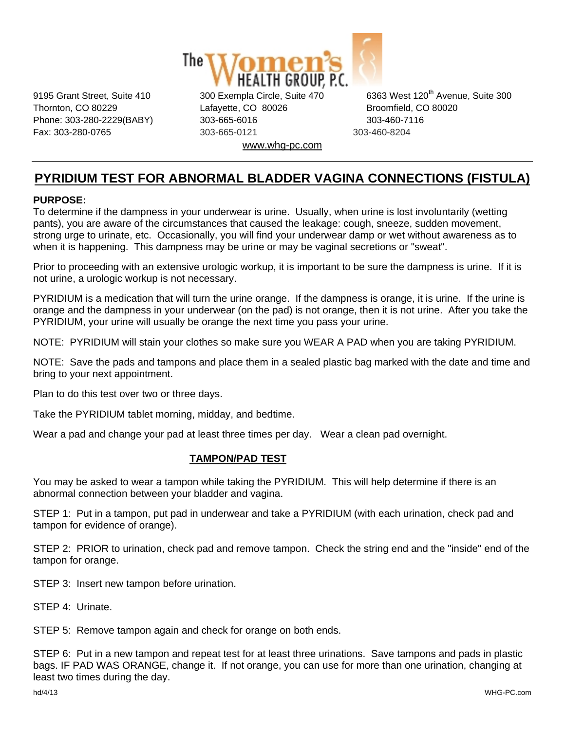The Women's HEALTH GROUP, P.C.

9195 Grant Street, Suite 410
Thornton, CO 80229
Phone: 303-280-2229(BABY)
Fax: 303-280-0765

300 Exempla Circle, Suite 470
Lafayette, CO 80026
303-665-6016
303-665-0121

6363 West 120th Avenue, Suite 300
Broomfield, CO 80020
303-460-7116
303-460-8204

www.whg-pc.com

# PYRIDIUM TEST FOR ABNORMAL BLADDER VAGINA CONNECTIONS (FISTULA)

**PURPOSE:**
To determine if the dampness in your underwear is urine. Usually, when urine is lost involuntarily (wetting pants), you are aware of the circumstances that caused the leakage: cough, sneeze, sudden movement, strong urge to urinate, etc. Occasionally, you will find your underwear damp or wet without awareness as to when it is happening. This dampness may be urine or may be vaginal secretions or "sweat".

Prior to proceeding with an extensive urologic workup, it is important to be sure the dampness is urine. If it is not urine, a urologic workup is not necessary.

PYRIDIUM is a medication that will turn the urine orange. If the dampness is orange, it is urine. If the urine is orange and the dampness in your underwear (on the pad) is not orange, then it is not urine. After you take the PYRIDIUM, your urine will usually be orange the next time you pass your urine.

NOTE: PYRIDIUM will stain your clothes so make sure you WEAR A PAD when you are taking PYRIDIUM.

NOTE: Save the pads and tampons and place them in a sealed plastic bag marked with the date and time and bring to your next appointment.

Plan to do this test over two or three days.

Take the PYRIDIUM tablet morning, midday, and bedtime.

Wear a pad and change your pad at least three times per day. Wear a clean pad overnight.

## TAMPON/PAD TEST

You may be asked to wear a tampon while taking the PYRIDIUM. This will help determine if there is an abnormal connection between your bladder and vagina.

STEP 1: Put in a tampon, put pad in underwear and take a PYRIDIUM (with each urination, check pad and tampon for evidence of orange).

STEP 2: PRIOR to urination, check pad and remove tampon. Check the string end and the "inside" end of the tampon for orange.

STEP 3: Insert new tampon before urination.

STEP 4: Urinate.

STEP 5: Remove tampon again and check for orange on both ends.

STEP 6: Put in a new tampon and repeat test for at least three urinations. Save tampons and pads in plastic bags. IF PAD WAS ORANGE, change it. If not orange, you can use for more than one urination, changing at least two times during the day.

hd/4/13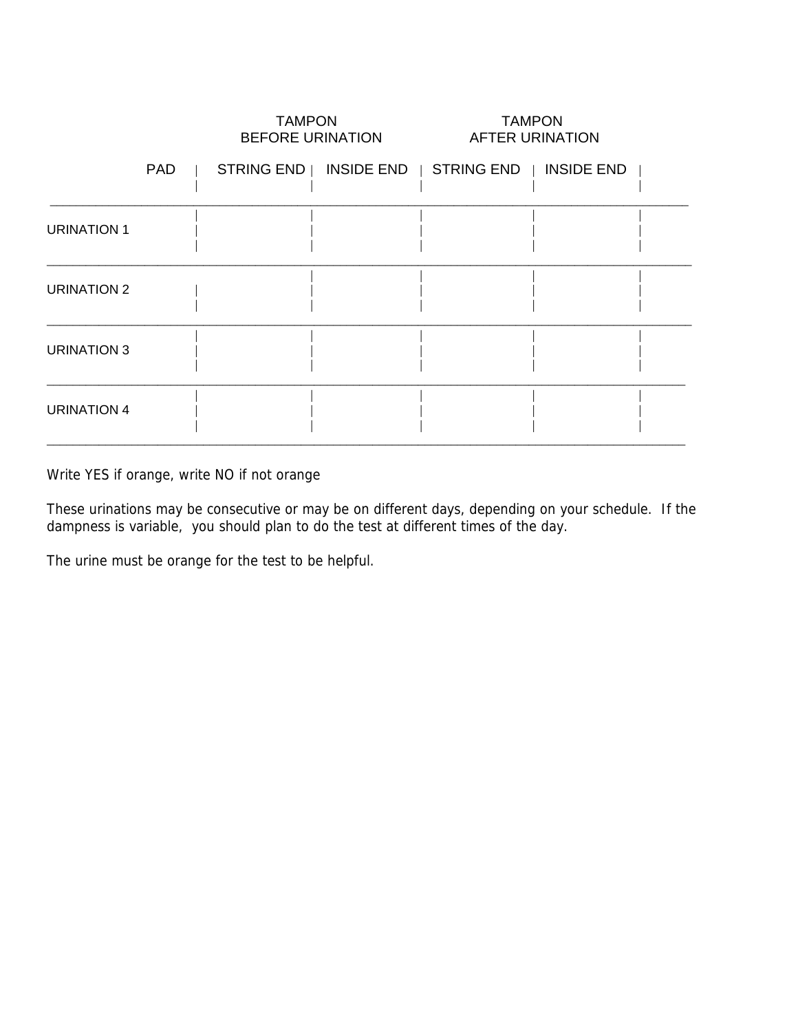| | | TAMPON BEFORE URINATION | | TAMPON AFTER URINATION | |
|---|---|---|---|---|---|
| | PAD | STRING END | INSIDE END | STRING END | INSIDE END |
| URINATION 1 | | | | | |
| URINATION 2 | | | | | |
| URINATION 3 | | | | | |
| URINATION 4 | | | | | |

Write YES if orange, write NO if not orange

These urinations may be consecutive or may be on different days, depending on your schedule. If the dampness is variable, you should plan to do the test at different times of the day.

The urine must be orange for the test to be helpful.